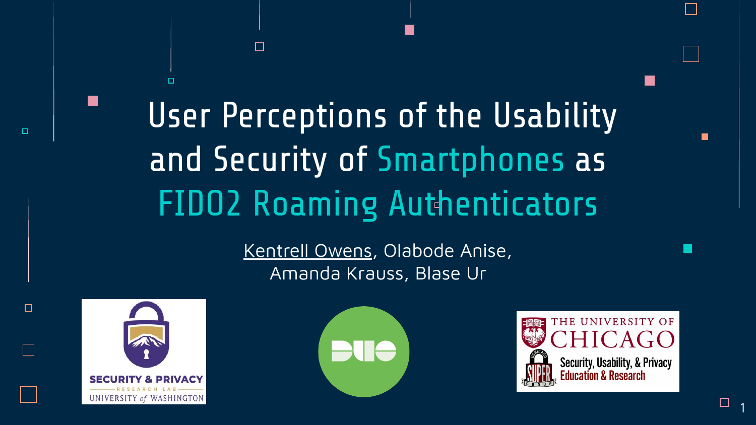# User Perceptions of the Usability and Security of Smartphones as FIDO2 Roaming Authenticators

Kentrell Owens, Olabode Anise,
Amanda Krauss, Blase Ur

SECURITY & PRIVACY RESEARCH LAB
UNIVERSITY of WASHINGTON

DUO

THE UNIVERSITY OF CHICAGO
SUPER GROUP
Security, Usability, & Privacy Education & Research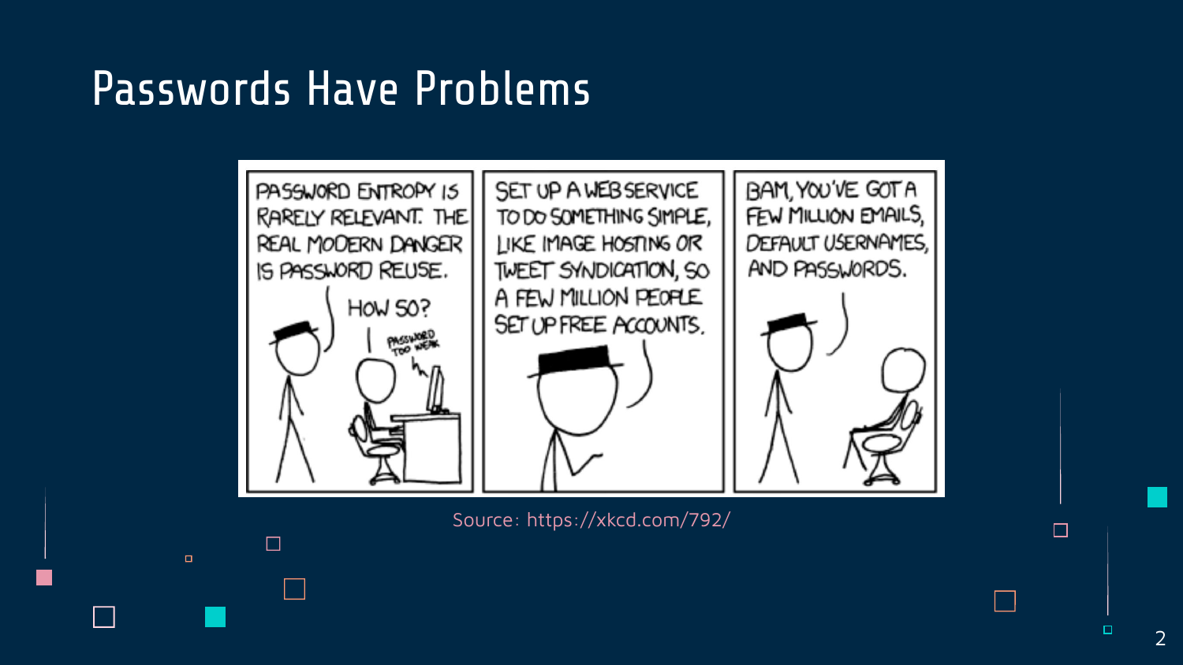# Passwords Have Problems

PASSWORD ENTROPY IS RARELY RELEVANT. THE REAL MODERN DANGER IS PASSWORD REUSE.

HOW SO?

PASSWORD TOO WEAK

SET UP A WEB SERVICE TO DO SOMETHING SIMPLE, LIKE IMAGE HOSTING OR TWEET SYNDICATION, SO A FEW MILLION PEOPLE SET UP FREE ACCOUNTS.

BAM, YOU'VE GOT A FEW MILLION EMAILS, DEFAULT USERNAMES, AND PASSWORDS.

Source: https://xkcd.com/792/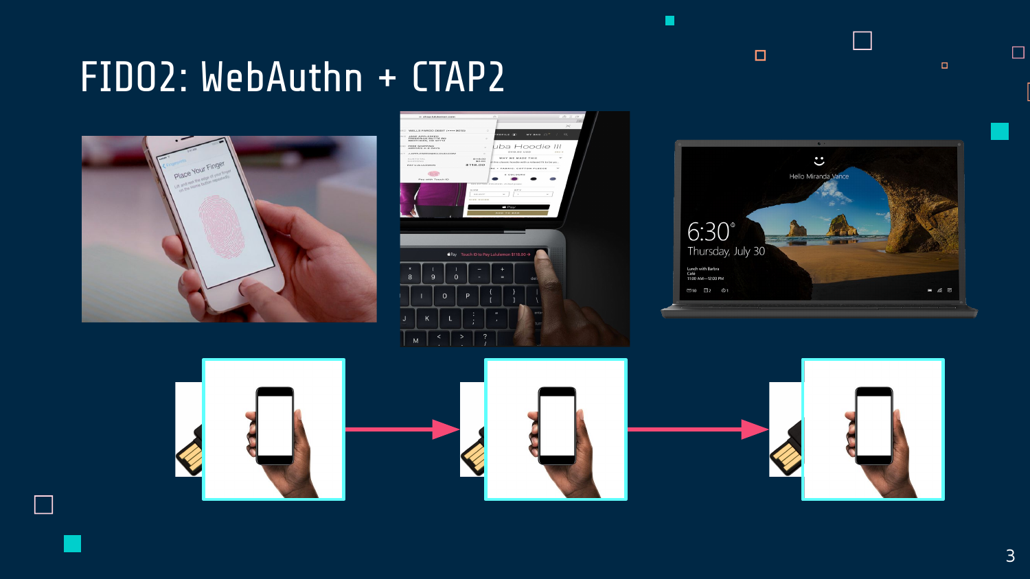# FIDO2: WebAuthn + CTAP2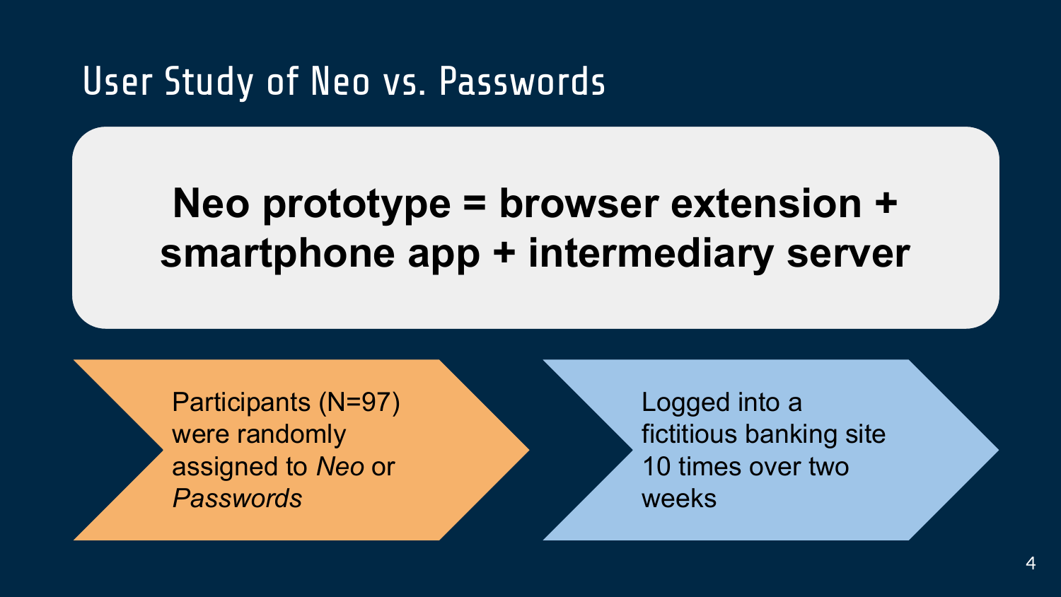# User Study of Neo vs. Passwords

**Neo prototype = browser extension + smartphone app + intermediary server**

Participants (N=97) were randomly assigned to *Neo* or *Passwords*

Logged into a fictitious banking site 10 times over two weeks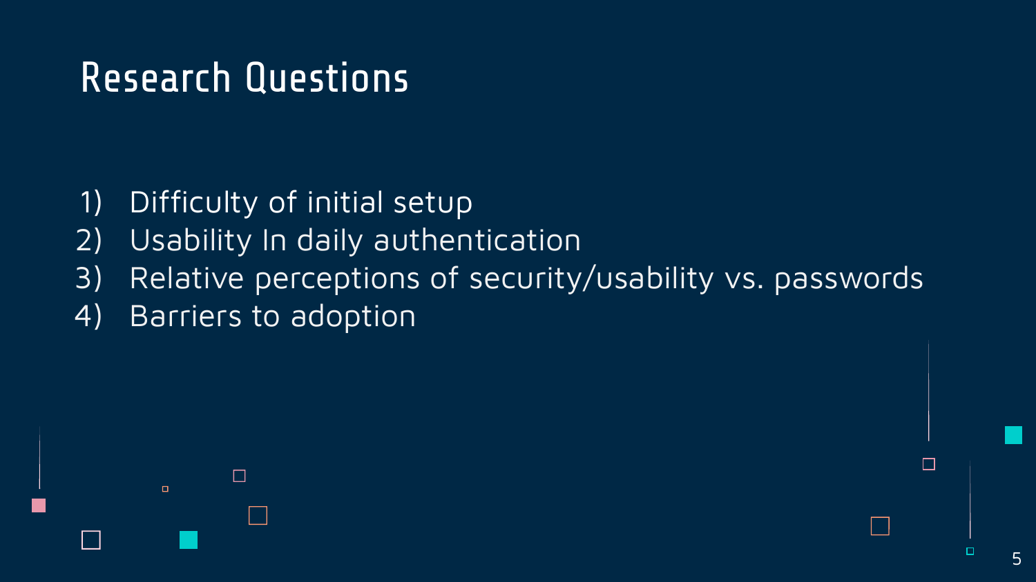# Research Questions

1) Difficulty of initial setup
2) Usability In daily authentication
3) Relative perceptions of security/usability vs. passwords
4) Barriers to adoption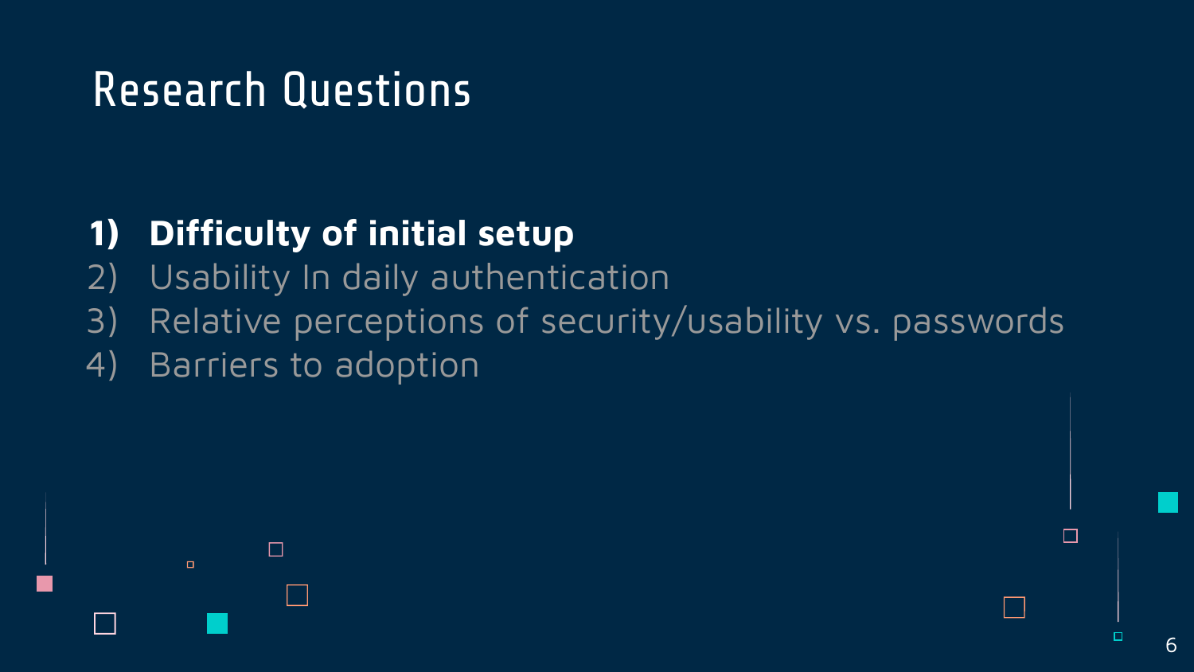# Research Questions

1) **Difficulty of initial setup**
2) Usability In daily authentication
3) Relative perceptions of security/usability vs. passwords
4) Barriers to adoption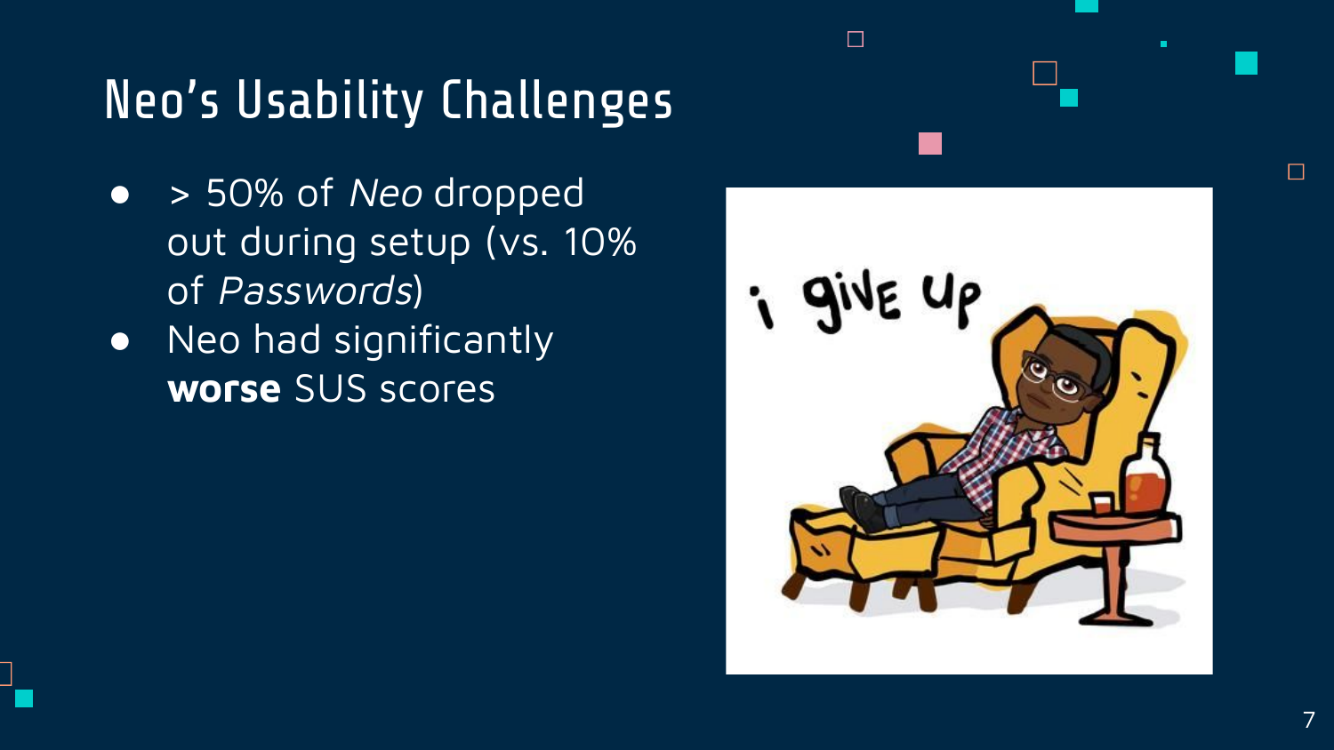# Neo's Usability Challenges

- > 50% of *Neo* dropped out during setup (vs. 10% of *Passwords*)
- Neo had significantly **worse** SUS scores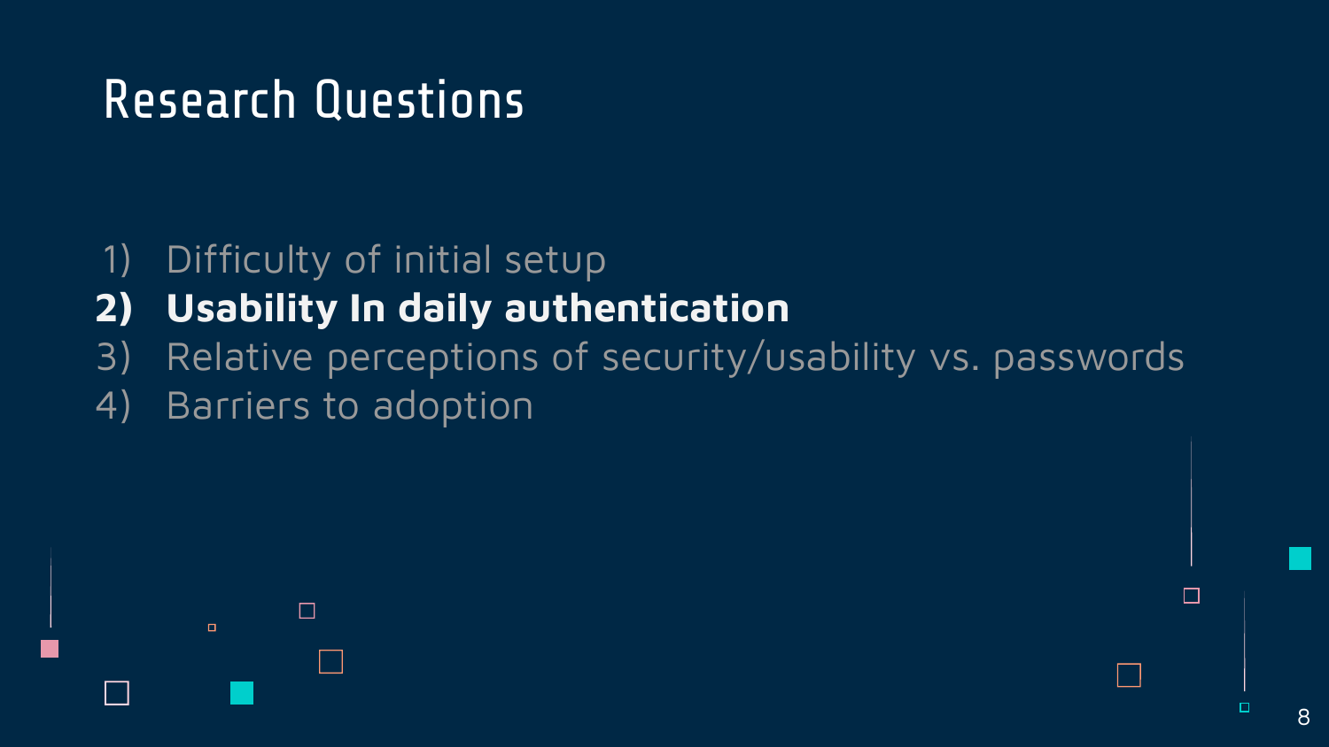# Research Questions

1) Difficulty of initial setup
2) **Usability In daily authentication**
3) Relative perceptions of security/usability vs. passwords
4) Barriers to adoption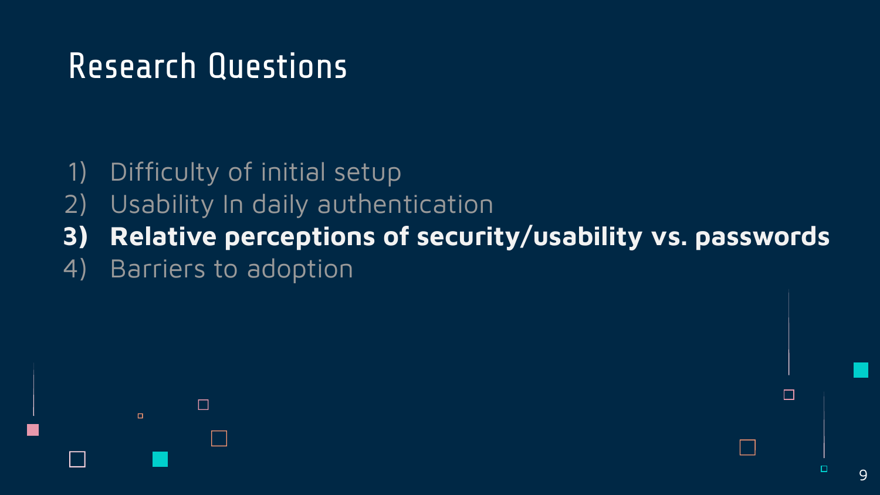# Research Questions

1) Difficulty of initial setup
2) Usability In daily authentication
3) **Relative perceptions of security/usability vs. passwords**
4) Barriers to adoption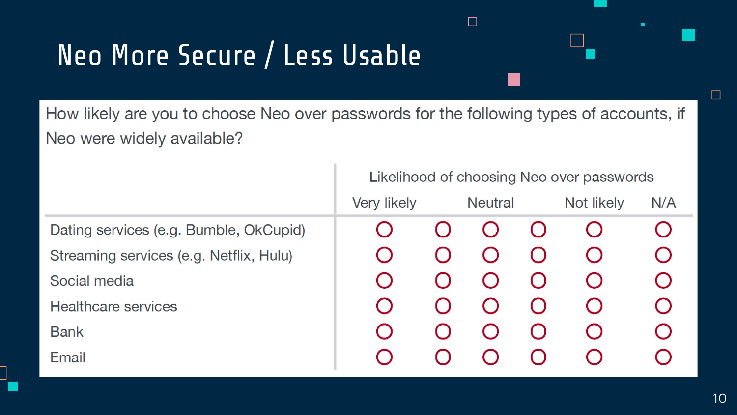# Neo More Secure / Less Usable

How likely are you to choose Neo over passwords for the following types of accounts, if Neo were widely available?

| | Likelihood of choosing Neo over passwords | | | | | |
|---|---|---|---|---|---|---|
| | Very likely | | Neutral | | Not likely | N/A |
| Dating services (e.g. Bumble, OkCupid) | ○ | ○ | ○ | ○ | ○ | ○ |
| Streaming services (e.g. Netflix, Hulu) | ○ | ○ | ○ | ○ | ○ | ○ |
| Social media | ○ | ○ | ○ | ○ | ○ | ○ |
| Healthcare services | ○ | ○ | ○ | ○ | ○ | ○ |
| Bank | ○ | ○ | ○ | ○ | ○ | ○ |
| Email | ○ | ○ | ○ | ○ | ○ | ○ |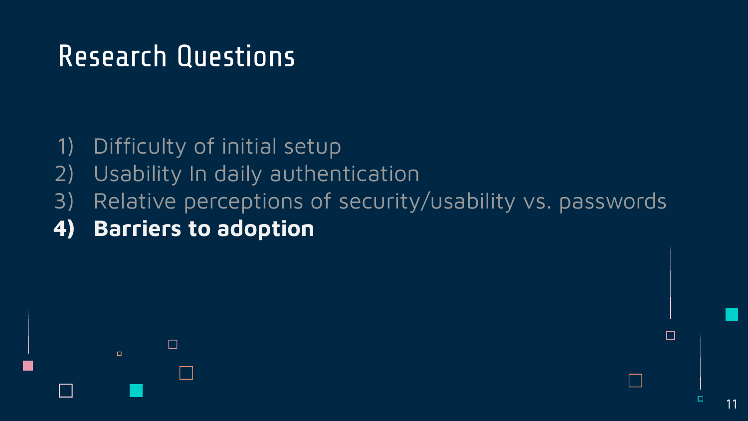# Research Questions

1) Difficulty of initial setup
2) Usability In daily authentication
3) Relative perceptions of security/usability vs. passwords
4) **Barriers to adoption**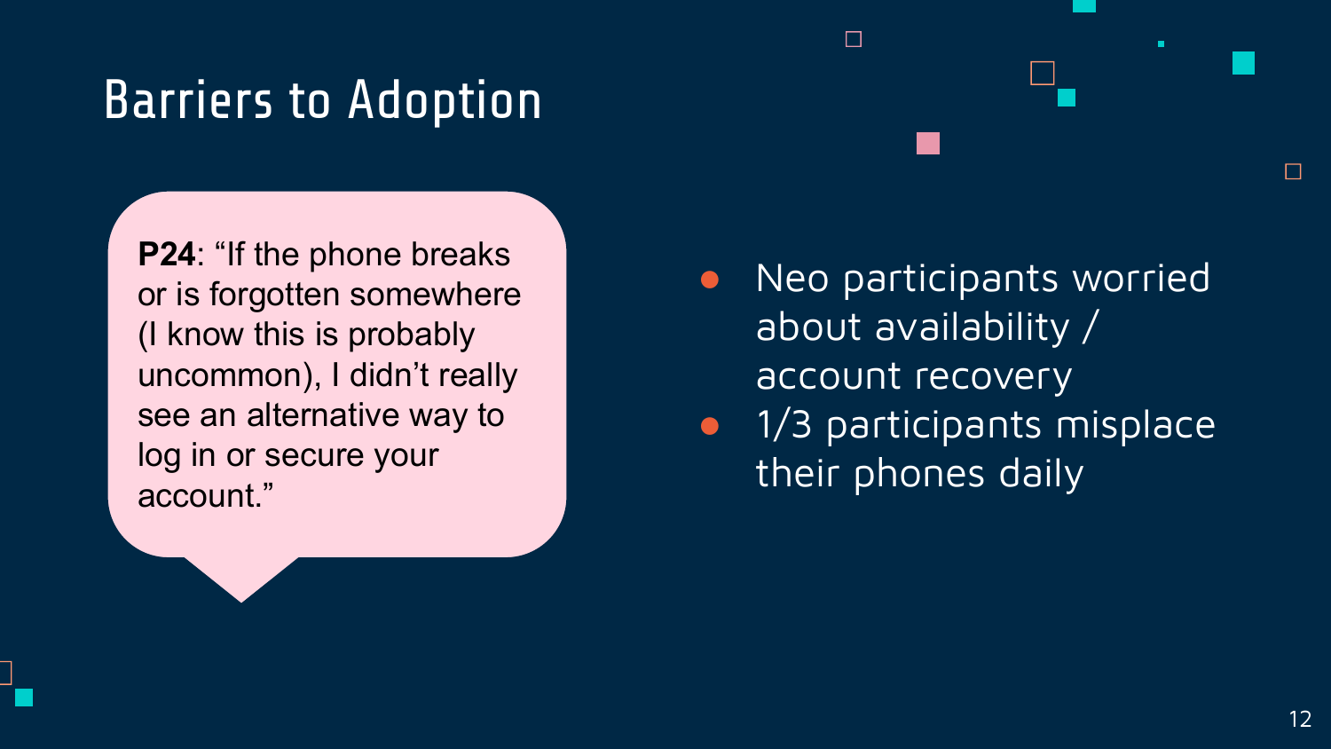# Barriers to Adoption

**P24**: “If the phone breaks or is forgotten somewhere (I know this is probably uncommon), I didn’t really see an alternative way to log in or secure your account.”

- Neo participants worried about availability / account recovery
- 1/3 participants misplace their phones daily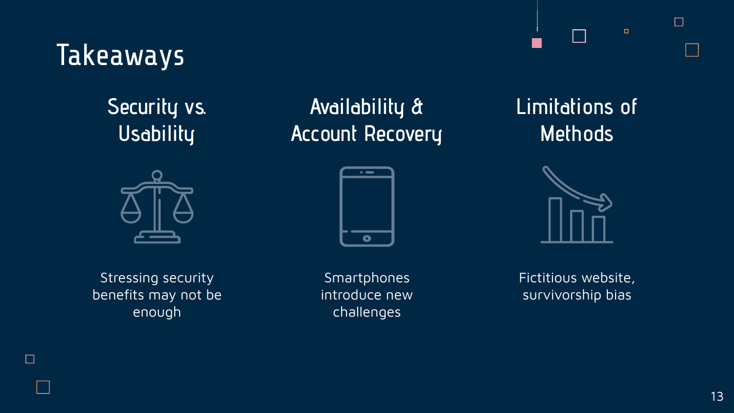# Takeaways

## Security vs. Usability

Stressing security benefits may not be enough

## Availability & Account Recovery

Smartphones introduce new challenges

## Limitations of Methods

Fictitious website, survivorship bias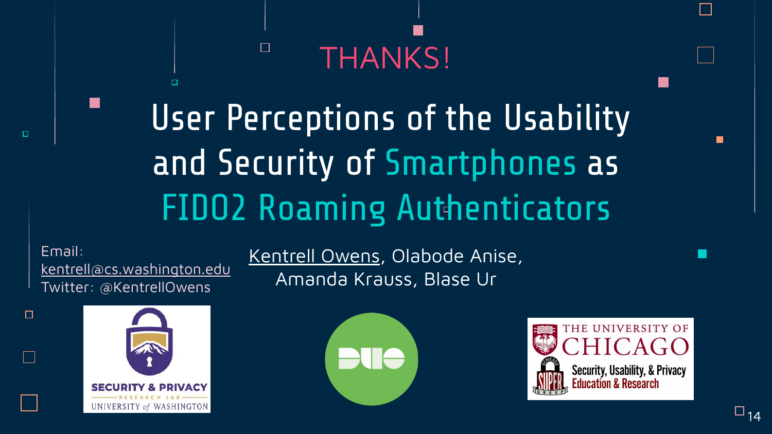# THANKS!

## User Perceptions of the Usability and Security of Smartphones as FIDO2 Roaming Authenticators

Email:
kentrell@cs.washington.edu
Twitter: @KentrellOwens

Kentrell Owens, Olabode Anise, Amanda Krauss, Blase Ur

SECURITY & PRIVACY
RESEARCH LAB
UNIVERSITY of WASHINGTON

DUO

THE UNIVERSITY OF CHICAGO
SUPER GROUP
Security, Usability, & Privacy Education & Research